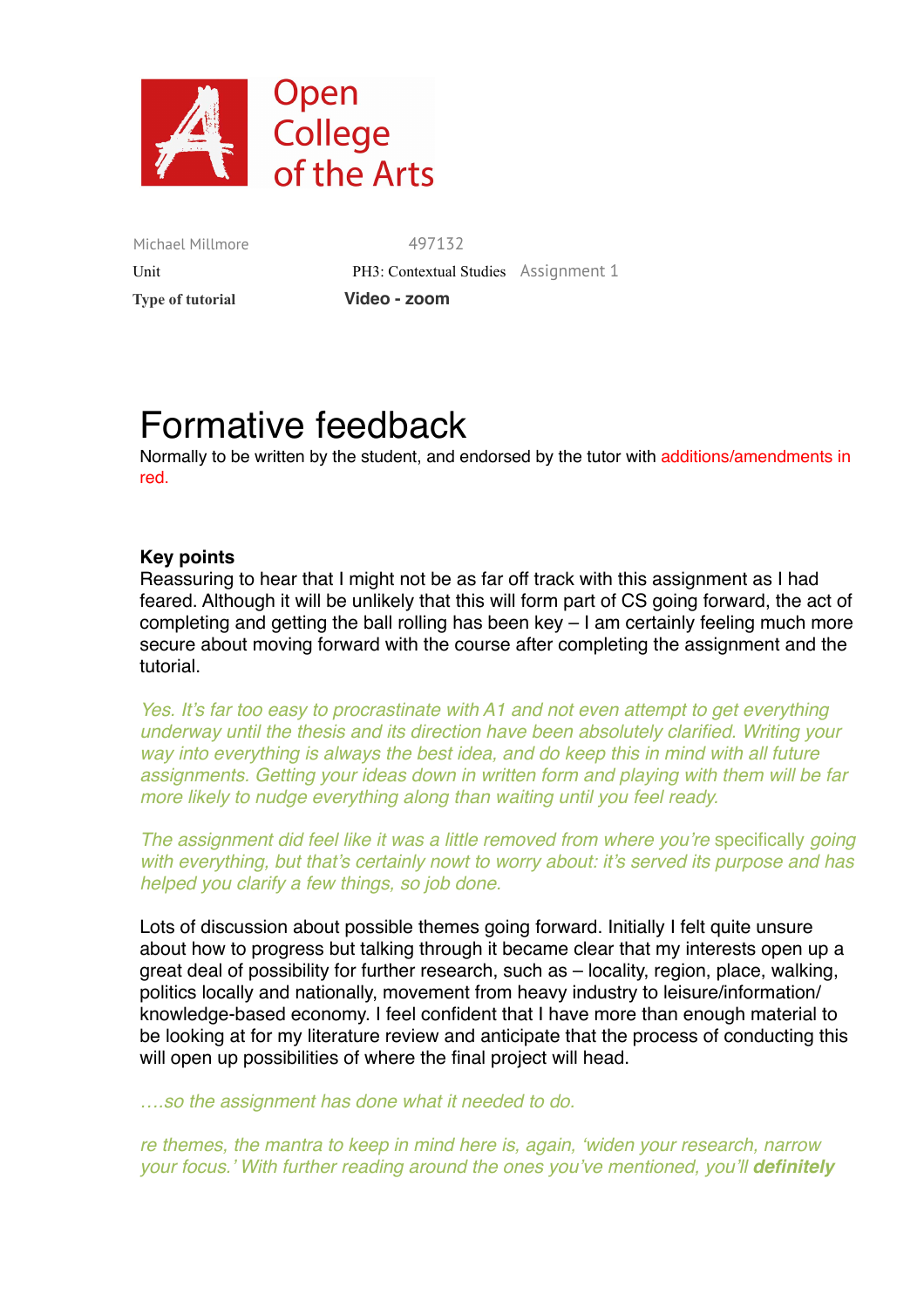Open College of the Arts

| | | |
|---|---|---|
| Michael Millmore | 497132 | |
| Unit | PH3: Contextual Studies | Assignment 1 |
| **Type of tutorial** | **Video - zoom** | |

# Formative feedback

Normally to be written by the student, and endorsed by the tutor with additions/amendments in red.

**Key points**

Reassuring to hear that I might not be as far off track with this assignment as I had feared. Although it will be unlikely that this will form part of CS going forward, the act of completing and getting the ball rolling has been key – I am certainly feeling much more secure about moving forward with the course after completing the assignment and the tutorial.

*Yes. It's far too easy to procrastinate with A1 and not even attempt to get everything underway until the thesis and its direction have been absolutely clarified. Writing your way into everything is always the best idea, and do keep this in mind with all future assignments. Getting your ideas down in written form and playing with them will be far more likely to nudge everything along than waiting until you feel ready.*

*The assignment did feel like it was a little removed from where you're* specifically *going with everything, but that's certainly nowt to worry about: it's served its purpose and has helped you clarify a few things, so job done.*

Lots of discussion about possible themes going forward. Initially I felt quite unsure about how to progress but talking through it became clear that my interests open up a great deal of possibility for further research, such as – locality, region, place, walking, politics locally and nationally, movement from heavy industry to leisure/information/knowledge-based economy. I feel confident that I have more than enough material to be looking at for my literature review and anticipate that the process of conducting this will open up possibilities of where the final project will head.

*….so the assignment has done what it needed to do.*

*re themes, the mantra to keep in mind here is, again, 'widen your research, narrow your focus.' With further reading around the ones you've mentioned, you'll* ***definitely***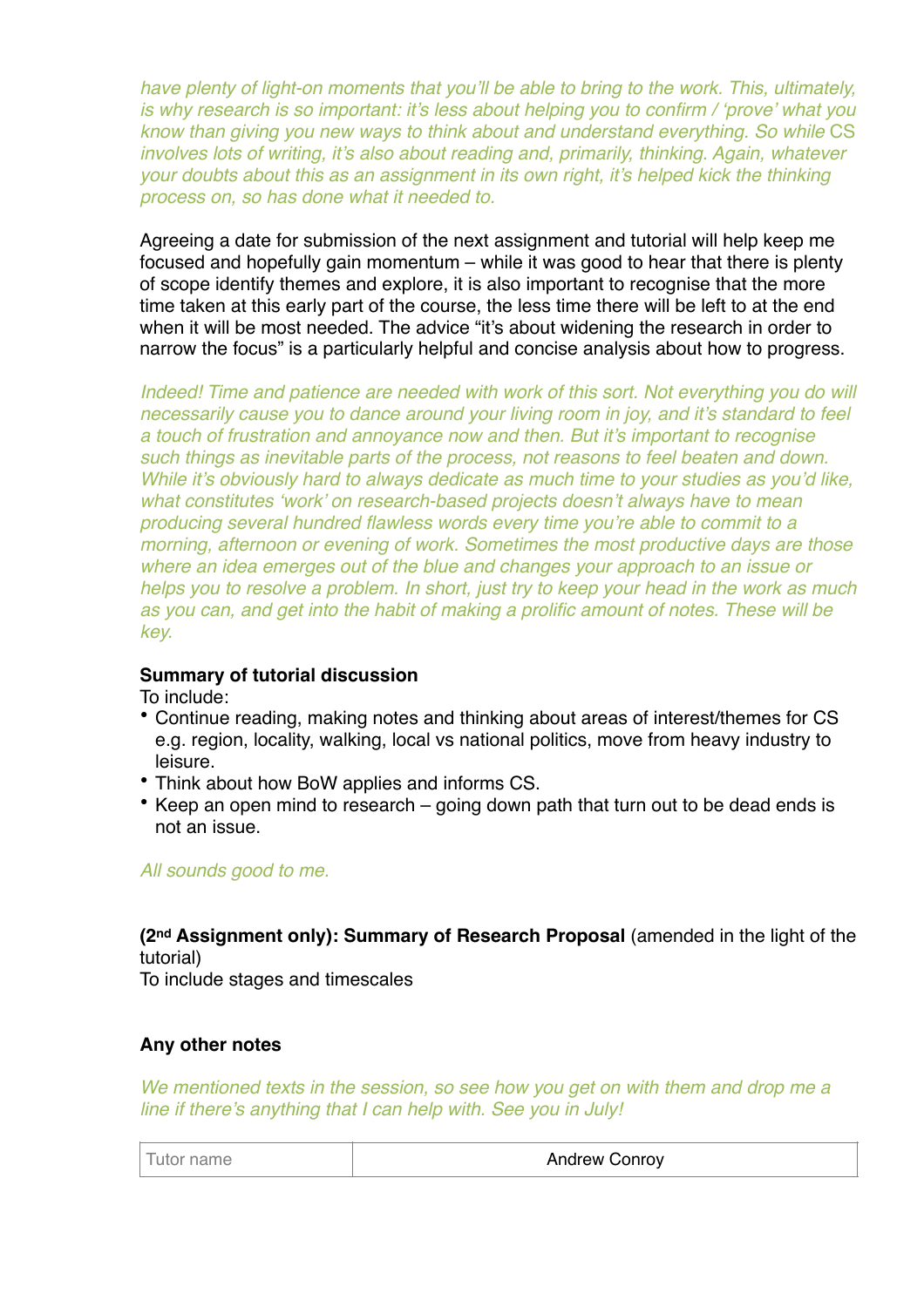*have plenty of light-on moments that you'll be able to bring to the work. This, ultimately, is why research is so important: it's less about helping you to confirm / 'prove' what you know than giving you new ways to think about and understand everything. So while CS involves lots of writing, it's also about reading and, primarily, thinking. Again, whatever your doubts about this as an assignment in its own right, it's helped kick the thinking process on, so has done what it needed to.*

Agreeing a date for submission of the next assignment and tutorial will help keep me focused and hopefully gain momentum – while it was good to hear that there is plenty of scope identify themes and explore, it is also important to recognise that the more time taken at this early part of the course, the less time there will be left to at the end when it will be most needed. The advice "it's about widening the research in order to narrow the focus" is a particularly helpful and concise analysis about how to progress.

*Indeed! Time and patience are needed with work of this sort. Not everything you do will necessarily cause you to dance around your living room in joy, and it's standard to feel a touch of frustration and annoyance now and then. But it's important to recognise such things as inevitable parts of the process, not reasons to feel beaten and down. While it's obviously hard to always dedicate as much time to your studies as you'd like, what constitutes 'work' on research-based projects doesn't always have to mean producing several hundred flawless words every time you're able to commit to a morning, afternoon or evening of work. Sometimes the most productive days are those where an idea emerges out of the blue and changes your approach to an issue or helps you to resolve a problem. In short, just try to keep your head in the work as much as you can, and get into the habit of making a prolific amount of notes. These will be key.*

**Summary of tutorial discussion**

To include:

- Continue reading, making notes and thinking about areas of interest/themes for CS e.g. region, locality, walking, local vs national politics, move from heavy industry to leisure.
- Think about how BoW applies and informs CS.
- Keep an open mind to research – going down path that turn out to be dead ends is not an issue.

*All sounds good to me.*

**(2nd Assignment only): Summary of Research Proposal** (amended in the light of the tutorial)

To include stages and timescales

**Any other notes**

*We mentioned texts in the session, so see how you get on with them and drop me a line if there's anything that I can help with. See you in July!*

| Tutor name | Andrew Conroy |
|---|---|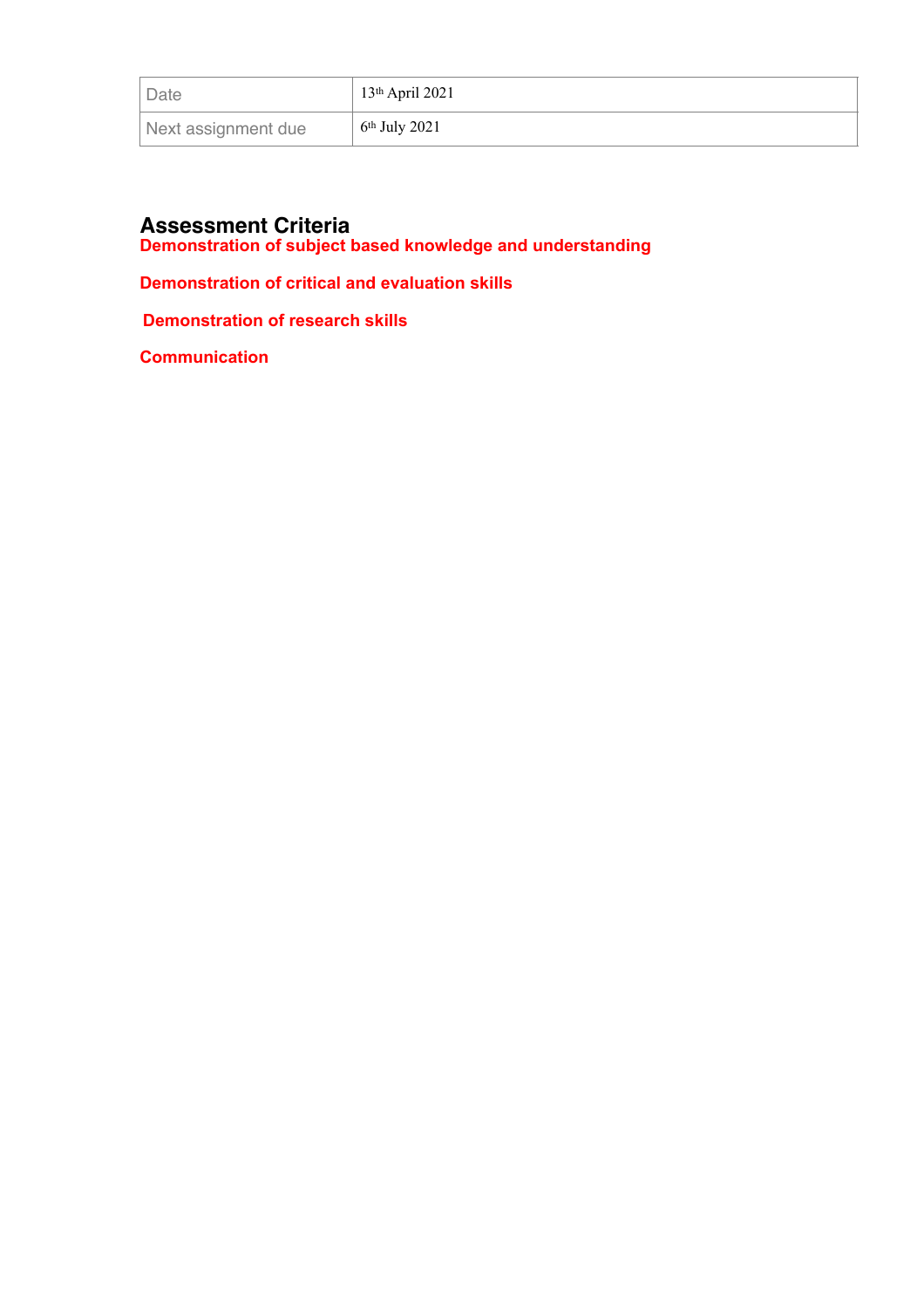| | |
|---|---|
| Date | 13th April 2021 |
| Next assignment due | 6th July 2021 |

## Assessment Criteria

**Demonstration of subject based knowledge and understanding**

**Demonstration of critical and evaluation skills**

**Demonstration of research skills**

**Communication**